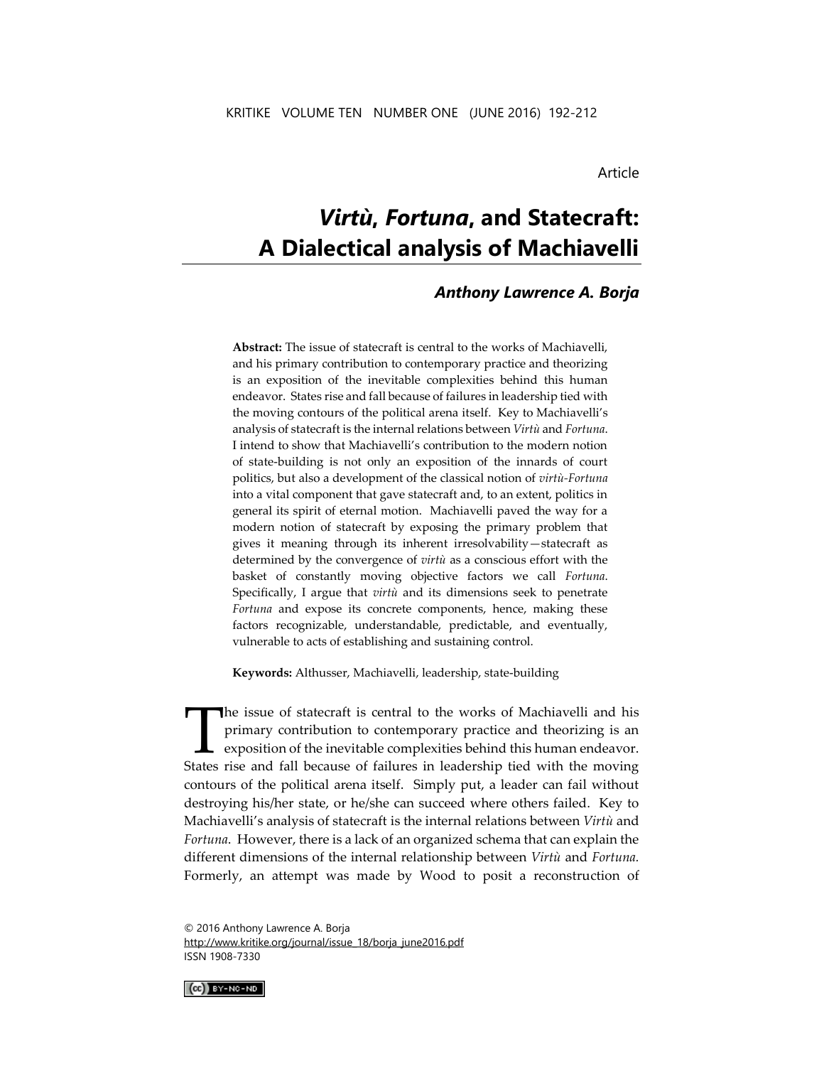Article

# *Virtù*, *Fortuna*, and Statecraft: A Dialectical analysis of Machiavelli

### *Anthony Lawrence A. Borja*

**Abstract:** The issue of statecraft is central to the works of Machiavelli, and his primary contribution to contemporary practice and theorizing is an exposition of the inevitable complexities behind this human endeavor. States rise and fall because of failures in leadership tied with the moving contours of the political arena itself. Key to Machiavelli's analysis of statecraft is the internal relations between *Virtù* and *Fortuna.* I intend to show that Machiavelli's contribution to the modern notion of state-building is not only an exposition of the innards of court politics, but also a development of the classical notion of *virtù-Fortuna* into a vital component that gave statecraft and, to an extent, politics in general its spirit of eternal motion. Machiavelli paved the way for a modern notion of statecraft by exposing the primary problem that gives it meaning through its inherent irresolvability—statecraft as determined by the convergence of *virtù* as a conscious effort with the basket of constantly moving objective factors we call *Fortuna.* Specifically, I argue that *virtù* and its dimensions seek to penetrate *Fortuna* and expose its concrete components, hence, making these factors recognizable, understandable, predictable, and eventually, vulnerable to acts of establishing and sustaining control.

**Keywords:** Althusser, Machiavelli, leadership, state-building

The issue of statecraft is central to the works of Machiavelli and his primary contribution to contemporary practice and theorizing is an exposition of the inevitable complexities behind this human endeavor. States rise and fall because of failures in leadership tied with the moving contours of the political arena itself. Simply put, a leader can fail without destroying his/her state, or he/she can succeed where others failed. Key to Machiavelli's analysis of statecraft is the internal relations between *Virtù* and *Fortuna*. However, there is a lack of an organized schema that can explain the different dimensions of the internal relationship between *Virtù* and *Fortuna.* Formerly, an attempt was made by Wood to posit a reconstruction of

© 2016 Anthony Lawrence A. Borja
http://www.kritike.org/journal/issue_18/borja_june2016.pdf
ISSN 1908-7330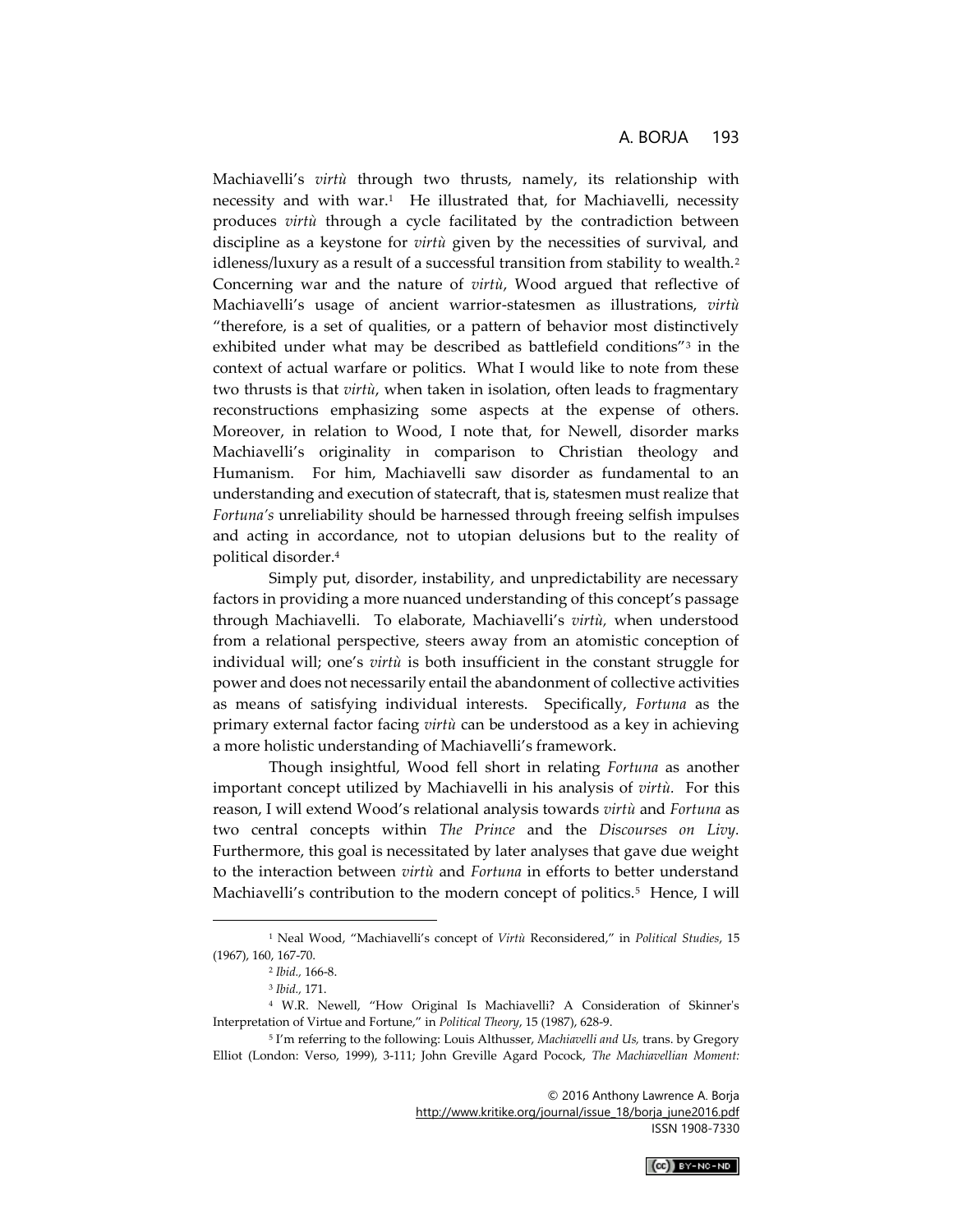Machiavelli's *virtù* through two thrusts, namely, its relationship with necessity and with war.[1] He illustrated that, for Machiavelli, necessity produces *virtù* through a cycle facilitated by the contradiction between discipline as a keystone for *virtù* given by the necessities of survival, and idleness/luxury as a result of a successful transition from stability to wealth.[2] Concerning war and the nature of *virtù*, Wood argued that reflective of Machiavelli's usage of ancient warrior-statesmen as illustrations, *virtù* "therefore, is a set of qualities, or a pattern of behavior most distinctively exhibited under what may be described as battlefield conditions"[3] in the context of actual warfare or politics. What I would like to note from these two thrusts is that *virtù*, when taken in isolation, often leads to fragmentary reconstructions emphasizing some aspects at the expense of others. Moreover, in relation to Wood, I note that, for Newell, disorder marks Machiavelli's originality in comparison to Christian theology and Humanism. For him, Machiavelli saw disorder as fundamental to an understanding and execution of statecraft, that is, statesmen must realize that *Fortuna's* unreliability should be harnessed through freeing selfish impulses and acting in accordance, not to utopian delusions but to the reality of political disorder.[4]

Simply put, disorder, instability, and unpredictability are necessary factors in providing a more nuanced understanding of this concept's passage through Machiavelli. To elaborate, Machiavelli's *virtù,* when understood from a relational perspective, steers away from an atomistic conception of individual will; one's *virtù* is both insufficient in the constant struggle for power and does not necessarily entail the abandonment of collective activities as means of satisfying individual interests. Specifically, *Fortuna* as the primary external factor facing *virtù* can be understood as a key in achieving a more holistic understanding of Machiavelli's framework.

Though insightful, Wood fell short in relating *Fortuna* as another important concept utilized by Machiavelli in his analysis of *virtù.* For this reason, I will extend Wood's relational analysis towards *virtù* and *Fortuna* as two central concepts within *The Prince* and the *Discourses on Livy.* Furthermore, this goal is necessitated by later analyses that gave due weight to the interaction between *virtù* and *Fortuna* in efforts to better understand Machiavelli's contribution to the modern concept of politics.[5] Hence, I will

---

[1] Neal Wood, "Machiavelli's concept of *Virtù* Reconsidered," in *Political Studies*, 15 (1967), 160, 167-70.

[2] *Ibid.,* 166-8.

[3] *Ibid.,* 171.

[4] W.R. Newell, "How Original Is Machiavelli? A Consideration of Skinner's Interpretation of Virtue and Fortune," in *Political Theory*, 15 (1987), 628-9.

[5] I'm referring to the following: Louis Althusser, *Machiavelli and Us,* trans. by Gregory Elliot (London: Verso, 1999), 3-111; John Greville Agard Pocock, *The Machiavellian Moment:*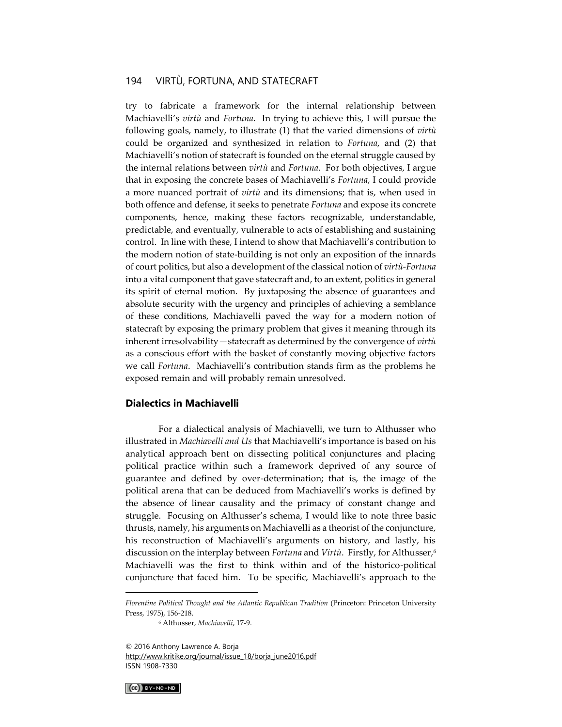try to fabricate a framework for the internal relationship between Machiavelli's *virtù* and *Fortuna*. In trying to achieve this, I will pursue the following goals, namely, to illustrate (1) that the varied dimensions of *virtù* could be organized and synthesized in relation to *Fortuna*, and (2) that Machiavelli's notion of statecraft is founded on the eternal struggle caused by the internal relations between *virtù* and *Fortuna*. For both objectives, I argue that in exposing the concrete bases of Machiavelli's *Fortuna*, I could provide a more nuanced portrait of *virtù* and its dimensions; that is, when used in both offence and defense, it seeks to penetrate *Fortuna* and expose its concrete components, hence, making these factors recognizable, understandable, predictable, and eventually, vulnerable to acts of establishing and sustaining control. In line with these, I intend to show that Machiavelli's contribution to the modern notion of state-building is not only an exposition of the innards of court politics, but also a development of the classical notion of *virtù-Fortuna* into a vital component that gave statecraft and, to an extent, politics in general its spirit of eternal motion. By juxtaposing the absence of guarantees and absolute security with the urgency and principles of achieving a semblance of these conditions, Machiavelli paved the way for a modern notion of statecraft by exposing the primary problem that gives it meaning through its inherent irresolvability—statecraft as determined by the convergence of *virtù* as a conscious effort with the basket of constantly moving objective factors we call *Fortuna*. Machiavelli's contribution stands firm as the problems he exposed remain and will probably remain unresolved.

## Dialectics in Machiavelli

For a dialectical analysis of Machiavelli, we turn to Althusser who illustrated in *Machiavelli and Us* that Machiavelli's importance is based on his analytical approach bent on dissecting political conjunctures and placing political practice within such a framework deprived of any source of guarantee and defined by over-determination; that is, the image of the political arena that can be deduced from Machiavelli's works is defined by the absence of linear causality and the primacy of constant change and struggle. Focusing on Althusser's schema, I would like to note three basic thrusts, namely, his arguments on Machiavelli as a theorist of the conjuncture, his reconstruction of Machiavelli's arguments on history, and lastly, his discussion on the interplay between *Fortuna* and *Virtù*. Firstly, for Althusser,[6] Machiavelli was the first to think within and of the historico-political conjuncture that faced him. To be specific, Machiavelli's approach to the

---

*Florentine Political Thought and the Atlantic Republican Tradition* (Princeton: Princeton University Press, 1975), 156-218.

[6] Althusser, *Machiavelli*, 17-9.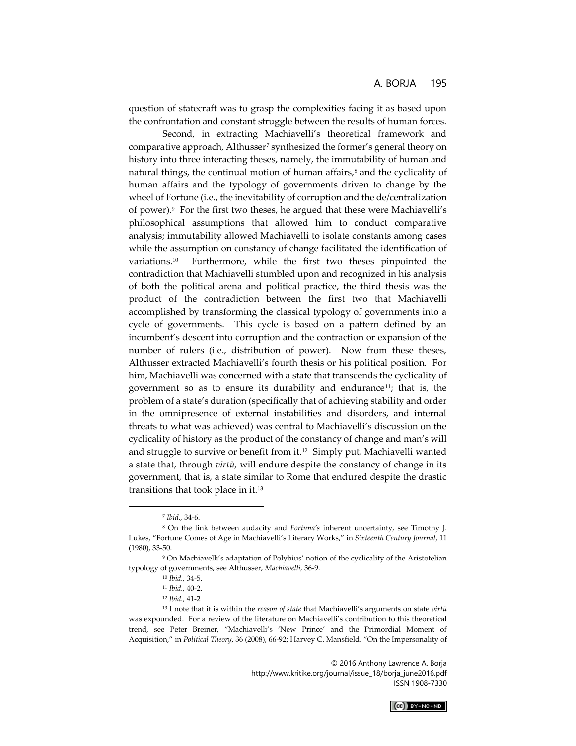question of statecraft was to grasp the complexities facing it as based upon the confrontation and constant struggle between the results of human forces.

Second, in extracting Machiavelli's theoretical framework and comparative approach, Althusser[7] synthesized the former's general theory on history into three interacting theses, namely, the immutability of human and natural things, the continual motion of human affairs,[8] and the cyclicality of human affairs and the typology of governments driven to change by the wheel of Fortune (i.e., the inevitability of corruption and the de/centralization of power).[9] For the first two theses, he argued that these were Machiavelli's philosophical assumptions that allowed him to conduct comparative analysis; immutability allowed Machiavelli to isolate constants among cases while the assumption on constancy of change facilitated the identification of variations.[10] Furthermore, while the first two theses pinpointed the contradiction that Machiavelli stumbled upon and recognized in his analysis of both the political arena and political practice, the third thesis was the product of the contradiction between the first two that Machiavelli accomplished by transforming the classical typology of governments into a cycle of governments. This cycle is based on a pattern defined by an incumbent's descent into corruption and the contraction or expansion of the number of rulers (i.e., distribution of power). Now from these theses, Althusser extracted Machiavelli's fourth thesis or his political position. For him, Machiavelli was concerned with a state that transcends the cyclicality of government so as to ensure its durability and endurance[11]; that is, the problem of a state's duration (specifically that of achieving stability and order in the omnipresence of external instabilities and disorders, and internal threats to what was achieved) was central to Machiavelli's discussion on the cyclicality of history as the product of the constancy of change and man's will and struggle to survive or benefit from it.[12] Simply put, Machiavelli wanted a state that, through *virtù,* will endure despite the constancy of change in its government, that is, a state similar to Rome that endured despite the drastic transitions that took place in it.[13]

---

[7] *Ibid.,* 34-6.

[8] On the link between audacity and *Fortuna's* inherent uncertainty, see Timothy J. Lukes, "Fortune Comes of Age in Machiavelli's Literary Works," in *Sixteenth Century Journal*, 11 (1980), 33-50.

[9] On Machiavelli's adaptation of Polybius' notion of the cyclicality of the Aristotelian typology of governments, see Althusser, *Machiavelli,* 36-9.

[10] *Ibid.,* 34-5.

[11] *Ibid.,* 40-2.

[12] *Ibid.,* 41-2

[13] I note that it is within the *reason of state* that Machiavelli's arguments on state *virtù* was expounded. For a review of the literature on Machiavelli's contribution to this theoretical trend, see Peter Breiner, "Machiavelli's 'New Prince' and the Primordial Moment of Acquisition," in *Political Theory*, 36 (2008), 66-92; Harvey C. Mansfield, "On the Impersonality of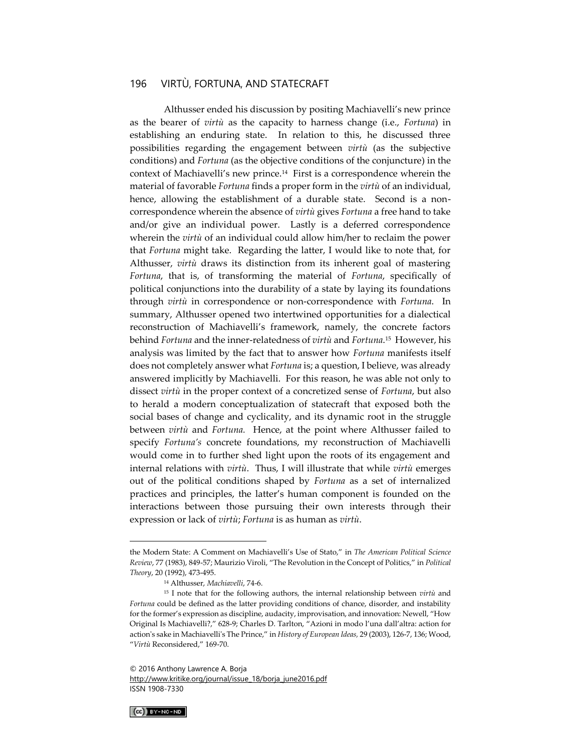Althusser ended his discussion by positing Machiavelli's new prince as the bearer of *virtù* as the capacity to harness change (i.e., *Fortuna*) in establishing an enduring state. In relation to this, he discussed three possibilities regarding the engagement between *virtù* (as the subjective conditions) and *Fortuna* (as the objective conditions of the conjuncture) in the context of Machiavelli's new prince.[14] First is a correspondence wherein the material of favorable *Fortuna* finds a proper form in the *virtù* of an individual, hence, allowing the establishment of a durable state. Second is a non-correspondence wherein the absence of *virtù* gives *Fortuna* a free hand to take and/or give an individual power. Lastly is a deferred correspondence wherein the *virtù* of an individual could allow him/her to reclaim the power that *Fortuna* might take. Regarding the latter, I would like to note that, for Althusser, *virtù* draws its distinction from its inherent goal of mastering *Fortuna*, that is, of transforming the material of *Fortuna*, specifically of political conjunctions into the durability of a state by laying its foundations through *virtù* in correspondence or non-correspondence with *Fortuna*. In summary, Althusser opened two intertwined opportunities for a dialectical reconstruction of Machiavelli's framework, namely, the concrete factors behind *Fortuna* and the inner-relatedness of *virtù* and *Fortuna*.[15] However, his analysis was limited by the fact that to answer how *Fortuna* manifests itself does not completely answer what *Fortuna* is; a question, I believe, was already answered implicitly by Machiavelli. For this reason, he was able not only to dissect *virtù* in the proper context of a concretized sense of *Fortuna*, but also to herald a modern conceptualization of statecraft that exposed both the social bases of change and cyclicality, and its dynamic root in the struggle between *virtù* and *Fortuna.* Hence, at the point where Althusser failed to specify *Fortuna's* concrete foundations, my reconstruction of Machiavelli would come in to further shed light upon the roots of its engagement and internal relations with *virtù*. Thus, I will illustrate that while *virtù* emerges out of the political conditions shaped by *Fortuna* as a set of internalized practices and principles, the latter's human component is founded on the interactions between those pursuing their own interests through their expression or lack of *virtù*; *Fortuna* is as human as *virtù*.

---

the Modern State: A Comment on Machiavelli's Use of Stato," in *The American Political Science Review*, 77 (1983), 849-57; Maurizio Viroli, "The Revolution in the Concept of Politics," in *Political Theory*, 20 (1992), 473-495.

[14] Althusser, *Machiavelli*, 74-6.

[15] I note that for the following authors, the internal relationship between *virtù* and *Fortuna* could be defined as the latter providing conditions of chance, disorder, and instability for the former's expression as discipline, audacity, improvisation, and innovation: Newell, "How Original Is Machiavelli?," 628-9; Charles D. Tarlton, "Azioni in modo l'una dall'altra: action for action's sake in Machiavelli's The Prince," in *History of European Ideas*, 29 (2003), 126-7, 136; Wood, "*Virtù* Reconsidered," 169-70.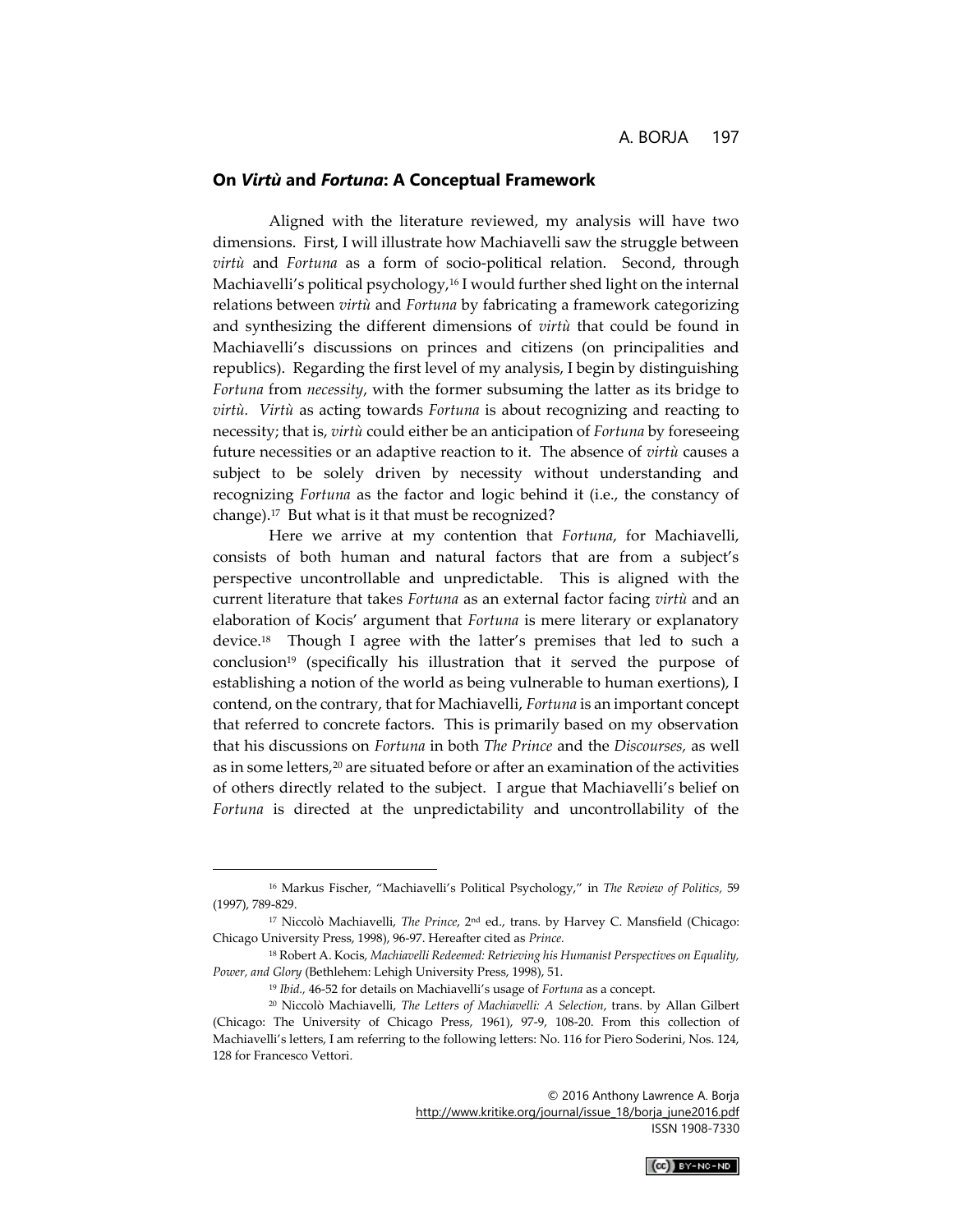## On *Virtù* and *Fortuna*: A Conceptual Framework

Aligned with the literature reviewed, my analysis will have two dimensions. First, I will illustrate how Machiavelli saw the struggle between *virtù* and *Fortuna* as a form of socio-political relation. Second, through Machiavelli's political psychology,[16] I would further shed light on the internal relations between *virtù* and *Fortuna* by fabricating a framework categorizing and synthesizing the different dimensions of *virtù* that could be found in Machiavelli's discussions on princes and citizens (on principalities and republics). Regarding the first level of my analysis, I begin by distinguishing *Fortuna* from *necessity*, with the former subsuming the latter as its bridge to *virtù*. *Virtù* as acting towards *Fortuna* is about recognizing and reacting to necessity; that is, *virtù* could either be an anticipation of *Fortuna* by foreseeing future necessities or an adaptive reaction to it. The absence of *virtù* causes a subject to be solely driven by necessity without understanding and recognizing *Fortuna* as the factor and logic behind it (i.e., the constancy of change).[17] But what is it that must be recognized?

Here we arrive at my contention that *Fortuna*, for Machiavelli, consists of both human and natural factors that are from a subject's perspective uncontrollable and unpredictable. This is aligned with the current literature that takes *Fortuna* as an external factor facing *virtù* and an elaboration of Kocis' argument that *Fortuna* is mere literary or explanatory device.[18] Though I agree with the latter's premises that led to such a conclusion[19] (specifically his illustration that it served the purpose of establishing a notion of the world as being vulnerable to human exertions), I contend, on the contrary, that for Machiavelli, *Fortuna* is an important concept that referred to concrete factors. This is primarily based on my observation that his discussions on *Fortuna* in both *The Prince* and the *Discourses,* as well as in some letters,[20] are situated before or after an examination of the activities of others directly related to the subject. I argue that Machiavelli's belief on *Fortuna* is directed at the unpredictability and uncontrollability of the

---

[16] Markus Fischer, "Machiavelli's Political Psychology," in *The Review of Politics,* 59 (1997), 789-829.

[17] Niccolò Machiavelli, *The Prince*, 2nd ed., trans. by Harvey C. Mansfield (Chicago: Chicago University Press, 1998), 96-97. Hereafter cited as *Prince.*

[18] Robert A. Kocis, *Machiavelli Redeemed: Retrieving his Humanist Perspectives on Equality, Power, and Glory* (Bethlehem: Lehigh University Press, 1998), 51.

[19] *Ibid.*, 46-52 for details on Machiavelli's usage of *Fortuna* as a concept.

[20] Niccolò Machiavelli, *The Letters of Machiavelli: A Selection*, trans. by Allan Gilbert (Chicago: The University of Chicago Press, 1961), 97-9, 108-20. From this collection of Machiavelli's letters, I am referring to the following letters: No. 116 for Piero Soderini, Nos. 124, 128 for Francesco Vettori.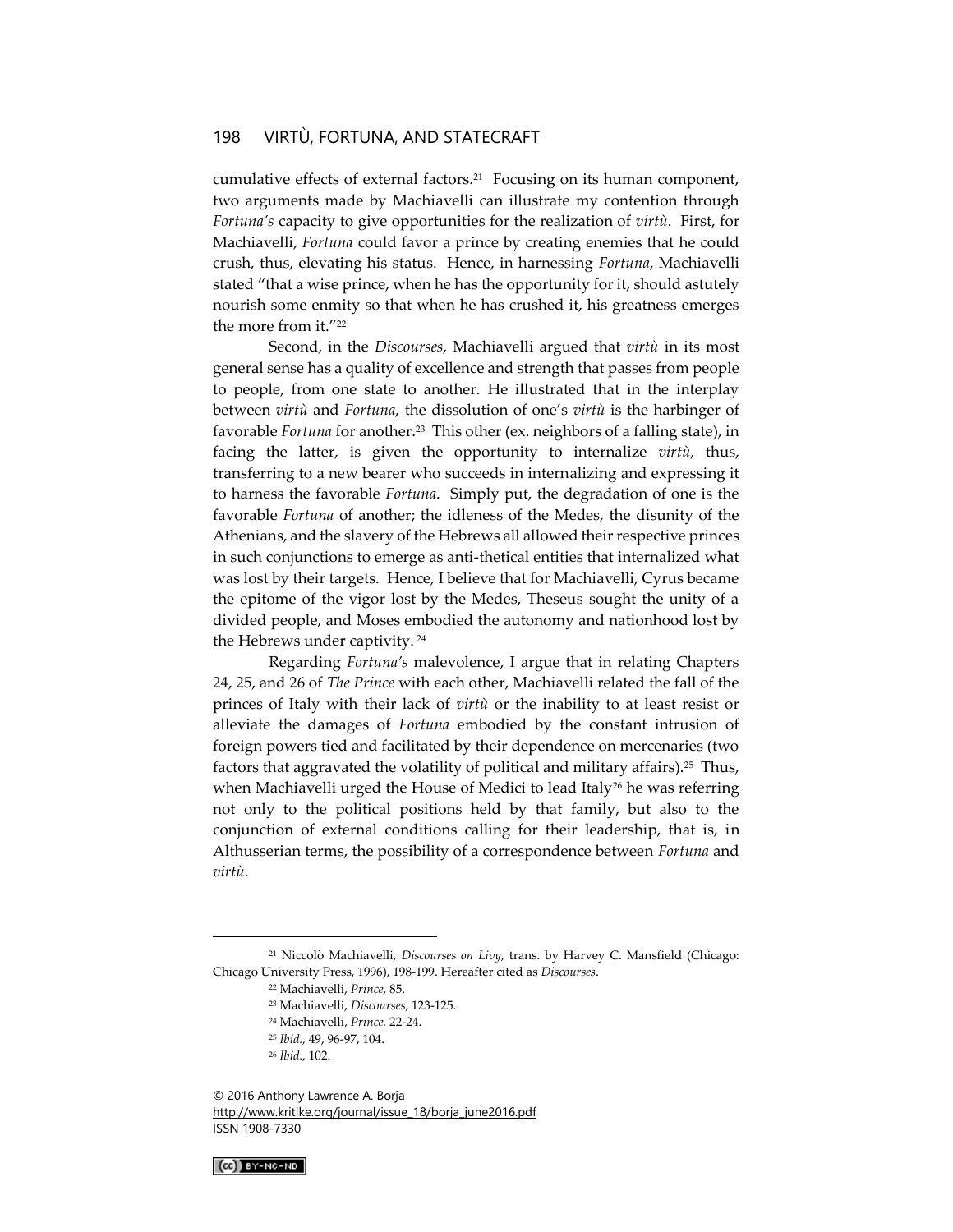cumulative effects of external factors.[21] Focusing on its human component, two arguments made by Machiavelli can illustrate my contention through *Fortuna's* capacity to give opportunities for the realization of *virtù*. First, for Machiavelli, *Fortuna* could favor a prince by creating enemies that he could crush, thus, elevating his status. Hence, in harnessing *Fortuna*, Machiavelli stated "that a wise prince, when he has the opportunity for it, should astutely nourish some enmity so that when he has crushed it, his greatness emerges the more from it."[22]

Second, in the *Discourses*, Machiavelli argued that *virtù* in its most general sense has a quality of excellence and strength that passes from people to people, from one state to another. He illustrated that in the interplay between *virtù* and *Fortuna*, the dissolution of one's *virtù* is the harbinger of favorable *Fortuna* for another.[23] This other (ex. neighbors of a falling state), in facing the latter, is given the opportunity to internalize *virtù*, thus, transferring to a new bearer who succeeds in internalizing and expressing it to harness the favorable *Fortuna*. Simply put, the degradation of one is the favorable *Fortuna* of another; the idleness of the Medes, the disunity of the Athenians, and the slavery of the Hebrews all allowed their respective princes in such conjunctions to emerge as anti-thetical entities that internalized what was lost by their targets. Hence, I believe that for Machiavelli, Cyrus became the epitome of the vigor lost by the Medes, Theseus sought the unity of a divided people, and Moses embodied the autonomy and nationhood lost by the Hebrews under captivity.[24]

Regarding *Fortuna's* malevolence, I argue that in relating Chapters 24, 25, and 26 of *The Prince* with each other, Machiavelli related the fall of the princes of Italy with their lack of *virtù* or the inability to at least resist or alleviate the damages of *Fortuna* embodied by the constant intrusion of foreign powers tied and facilitated by their dependence on mercenaries (two factors that aggravated the volatility of political and military affairs).[25] Thus, when Machiavelli urged the House of Medici to lead Italy[26] he was referring not only to the political positions held by that family, but also to the conjunction of external conditions calling for their leadership, that is, in Althusserian terms, the possibility of a correspondence between *Fortuna* and *virtù*.

---

[21] Niccolò Machiavelli, *Discourses on Livy*, trans. by Harvey C. Mansfield (Chicago: Chicago University Press, 1996), 198-199. Hereafter cited as *Discourses*.

[22] Machiavelli, *Prince*, 85.

[23] Machiavelli, *Discourses*, 123-125.

[24] Machiavelli, *Prince,* 22-24.

[25] *Ibid.,* 49, 96-97, 104.

[26] *Ibid.,* 102.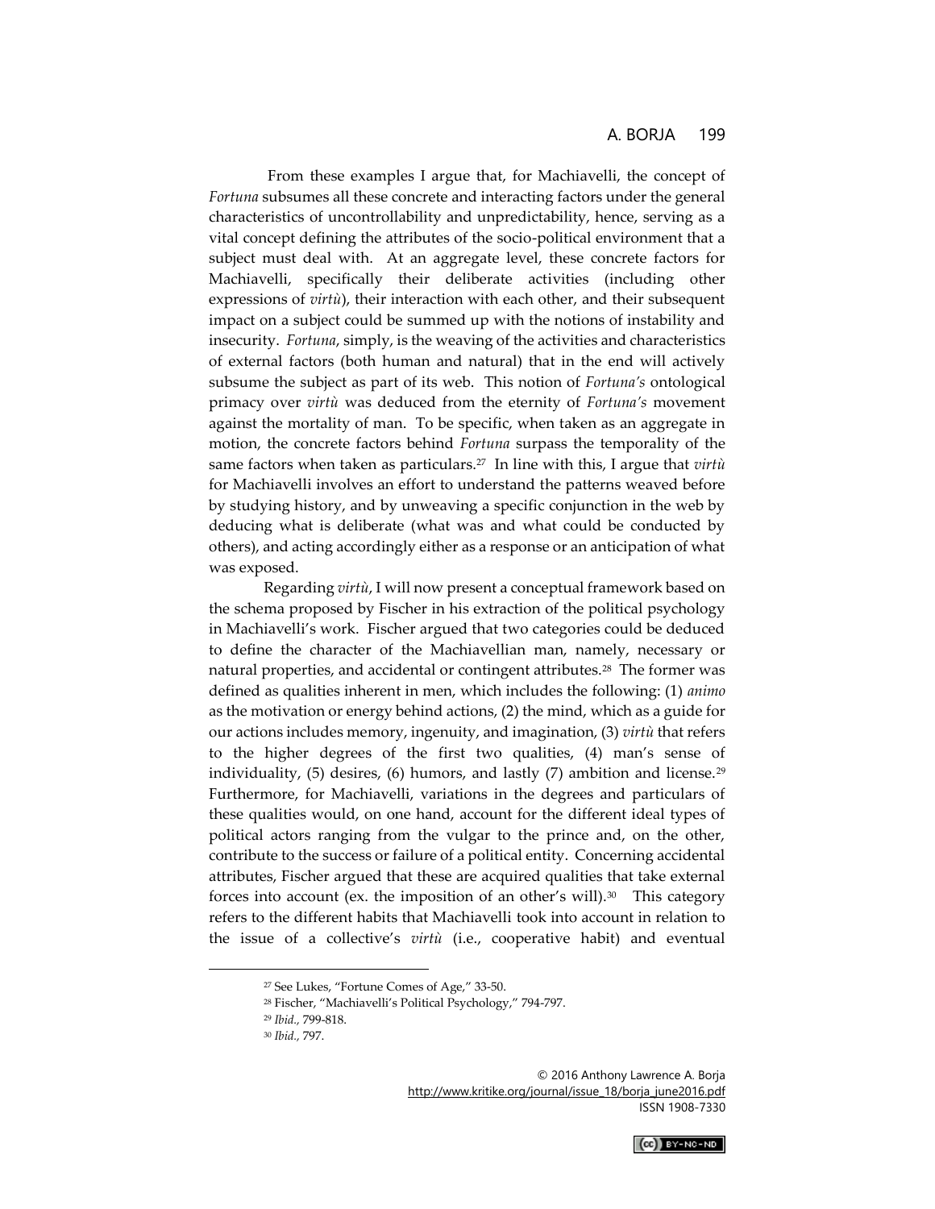From these examples I argue that, for Machiavelli, the concept of *Fortuna* subsumes all these concrete and interacting factors under the general characteristics of uncontrollability and unpredictability, hence, serving as a vital concept defining the attributes of the socio-political environment that a subject must deal with. At an aggregate level, these concrete factors for Machiavelli, specifically their deliberate activities (including other expressions of *virtù*), their interaction with each other, and their subsequent impact on a subject could be summed up with the notions of instability and insecurity. *Fortuna*, simply, is the weaving of the activities and characteristics of external factors (both human and natural) that in the end will actively subsume the subject as part of its web. This notion of *Fortuna's* ontological primacy over *virtù* was deduced from the eternity of *Fortuna's* movement against the mortality of man. To be specific, when taken as an aggregate in motion, the concrete factors behind *Fortuna* surpass the temporality of the same factors when taken as particulars.[27] In line with this, I argue that *virtù* for Machiavelli involves an effort to understand the patterns weaved before by studying history, and by unweaving a specific conjunction in the web by deducing what is deliberate (what was and what could be conducted by others), and acting accordingly either as a response or an anticipation of what was exposed.

Regarding *virtù*, I will now present a conceptual framework based on the schema proposed by Fischer in his extraction of the political psychology in Machiavelli's work. Fischer argued that two categories could be deduced to define the character of the Machiavellian man, namely, necessary or natural properties, and accidental or contingent attributes.[28] The former was defined as qualities inherent in men, which includes the following: (1) *animo* as the motivation or energy behind actions, (2) the mind, which as a guide for our actions includes memory, ingenuity, and imagination, (3) *virtù* that refers to the higher degrees of the first two qualities, (4) man's sense of individuality, (5) desires, (6) humors, and lastly (7) ambition and license.[29] Furthermore, for Machiavelli, variations in the degrees and particulars of these qualities would, on one hand, account for the different ideal types of political actors ranging from the vulgar to the prince and, on the other, contribute to the success or failure of a political entity. Concerning accidental attributes, Fischer argued that these are acquired qualities that take external forces into account (ex. the imposition of an other's will).[30] This category refers to the different habits that Machiavelli took into account in relation to the issue of a collective's *virtù* (i.e., cooperative habit) and eventual

---

[27] See Lukes, "Fortune Comes of Age," 33-50.

[28] Fischer, "Machiavelli's Political Psychology," 794-797.

[29] *Ibid.*, 799-818.

[30] *Ibid.*, 797.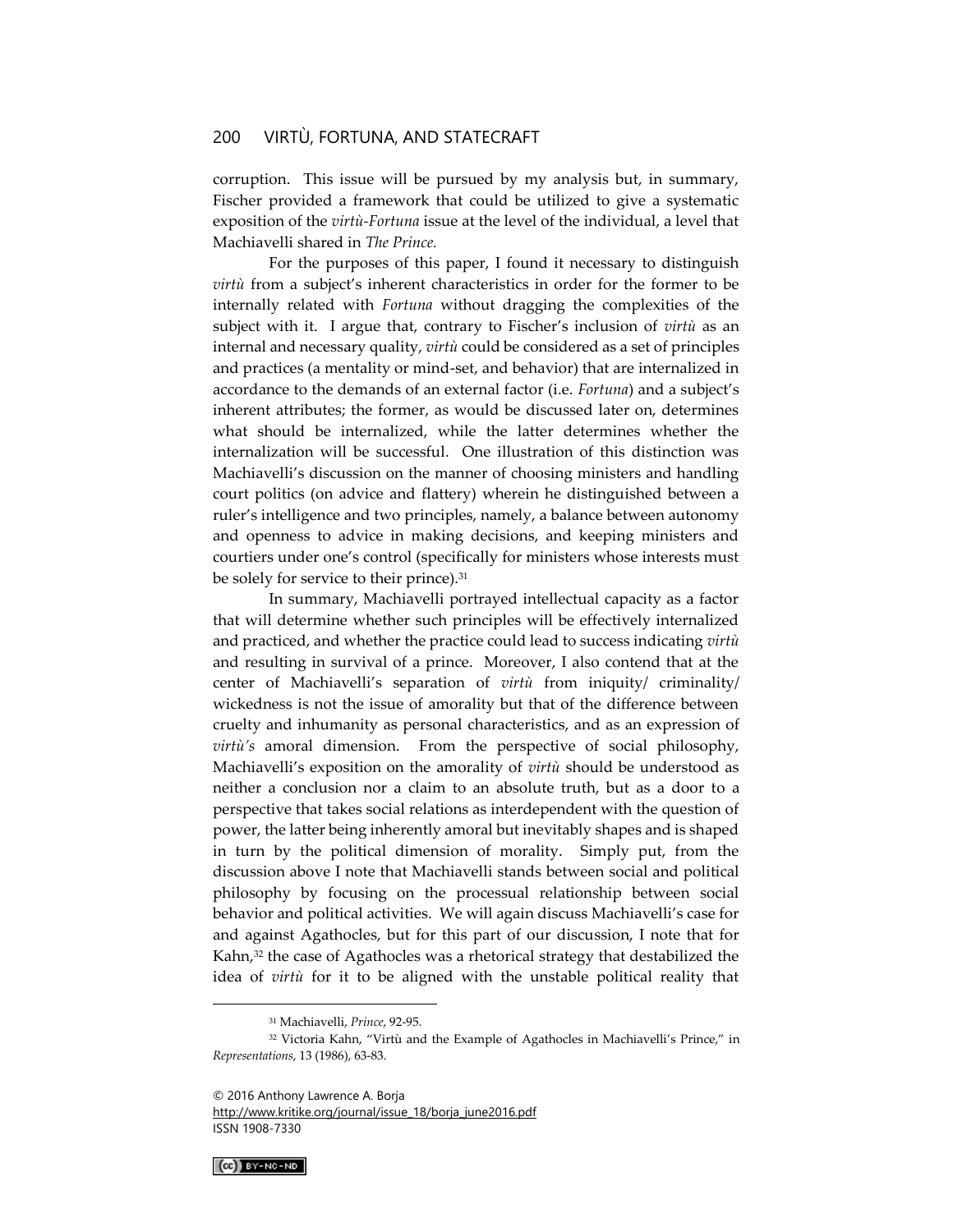corruption. This issue will be pursued by my analysis but, in summary, Fischer provided a framework that could be utilized to give a systematic exposition of the *virtù-Fortuna* issue at the level of the individual, a level that Machiavelli shared in *The Prince.*

For the purposes of this paper, I found it necessary to distinguish *virtù* from a subject's inherent characteristics in order for the former to be internally related with *Fortuna* without dragging the complexities of the subject with it. I argue that, contrary to Fischer's inclusion of *virtù* as an internal and necessary quality, *virtù* could be considered as a set of principles and practices (a mentality or mind-set, and behavior) that are internalized in accordance to the demands of an external factor (i.e. *Fortuna*) and a subject's inherent attributes; the former, as would be discussed later on, determines what should be internalized, while the latter determines whether the internalization will be successful. One illustration of this distinction was Machiavelli's discussion on the manner of choosing ministers and handling court politics (on advice and flattery) wherein he distinguished between a ruler's intelligence and two principles, namely, a balance between autonomy and openness to advice in making decisions, and keeping ministers and courtiers under one's control (specifically for ministers whose interests must be solely for service to their prince).[31]

In summary, Machiavelli portrayed intellectual capacity as a factor that will determine whether such principles will be effectively internalized and practiced, and whether the practice could lead to success indicating *virtù* and resulting in survival of a prince. Moreover, I also contend that at the center of Machiavelli's separation of *virtù* from iniquity/ criminality/ wickedness is not the issue of amorality but that of the difference between cruelty and inhumanity as personal characteristics, and as an expression of *virtù's* amoral dimension. From the perspective of social philosophy, Machiavelli's exposition on the amorality of *virtù* should be understood as neither a conclusion nor a claim to an absolute truth, but as a door to a perspective that takes social relations as interdependent with the question of power, the latter being inherently amoral but inevitably shapes and is shaped in turn by the political dimension of morality. Simply put, from the discussion above I note that Machiavelli stands between social and political philosophy by focusing on the processual relationship between social behavior and political activities. We will again discuss Machiavelli's case for and against Agathocles, but for this part of our discussion, I note that for Kahn,[32] the case of Agathocles was a rhetorical strategy that destabilized the idea of *virtù* for it to be aligned with the unstable political reality that

---

[31] Machiavelli, *Prince*, 92-95.

[32] Victoria Kahn, "Virtù and the Example of Agathocles in Machiavelli's Prince," in *Representations*, 13 (1986), 63-83.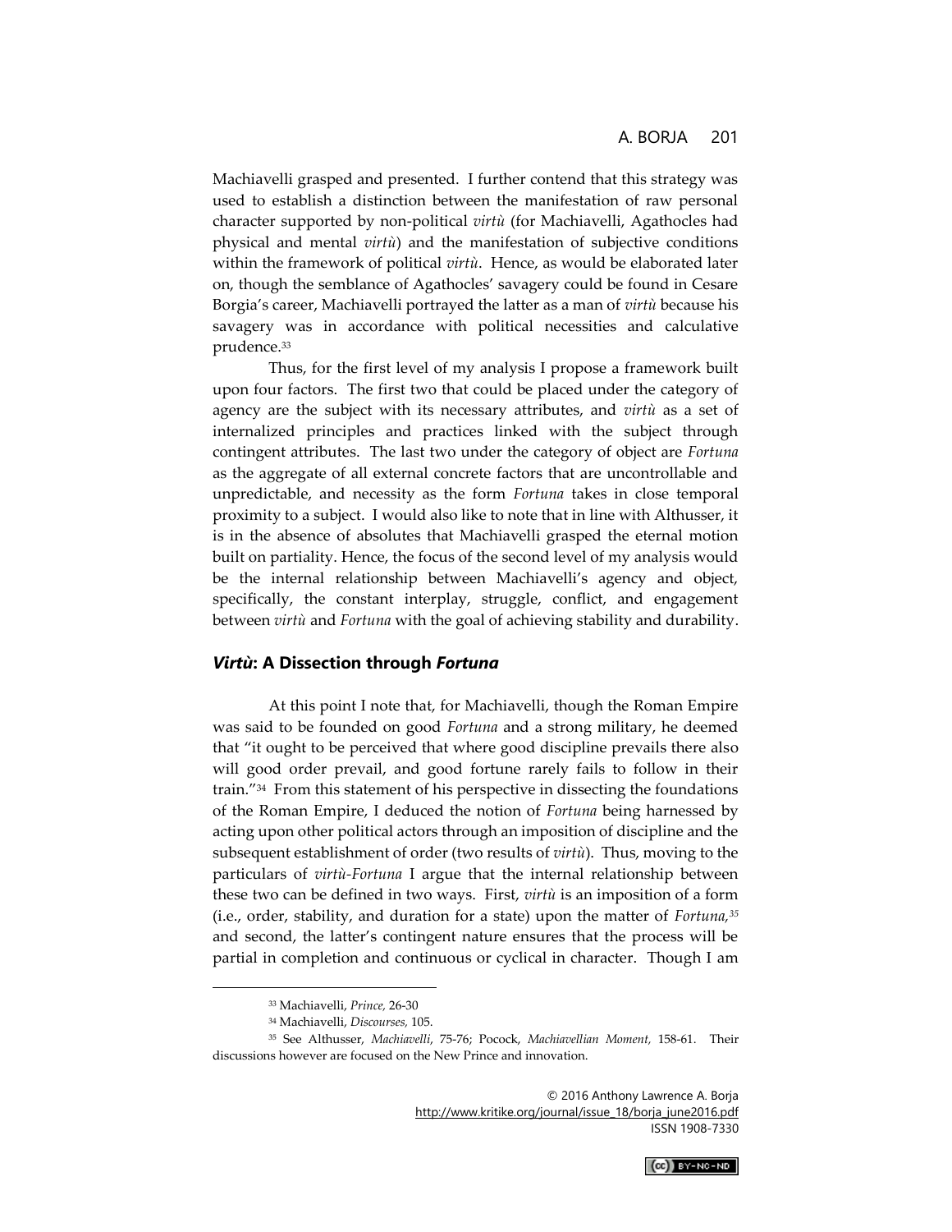Machiavelli grasped and presented. I further contend that this strategy was used to establish a distinction between the manifestation of raw personal character supported by non-political *virtù* (for Machiavelli, Agathocles had physical and mental *virtù*) and the manifestation of subjective conditions within the framework of political *virtù*. Hence, as would be elaborated later on, though the semblance of Agathocles' savagery could be found in Cesare Borgia's career, Machiavelli portrayed the latter as a man of *virtù* because his savagery was in accordance with political necessities and calculative prudence.[33]

Thus, for the first level of my analysis I propose a framework built upon four factors. The first two that could be placed under the category of agency are the subject with its necessary attributes, and *virtù* as a set of internalized principles and practices linked with the subject through contingent attributes. The last two under the category of object are *Fortuna* as the aggregate of all external concrete factors that are uncontrollable and unpredictable, and necessity as the form *Fortuna* takes in close temporal proximity to a subject. I would also like to note that in line with Althusser, it is in the absence of absolutes that Machiavelli grasped the eternal motion built on partiality. Hence, the focus of the second level of my analysis would be the internal relationship between Machiavelli's agency and object, specifically, the constant interplay, struggle, conflict, and engagement between *virtù* and *Fortuna* with the goal of achieving stability and durability.

## *Virtù*: A Dissection through *Fortuna*

At this point I note that, for Machiavelli, though the Roman Empire was said to be founded on good *Fortuna* and a strong military, he deemed that "it ought to be perceived that where good discipline prevails there also will good order prevail, and good fortune rarely fails to follow in their train."[34] From this statement of his perspective in dissecting the foundations of the Roman Empire, I deduced the notion of *Fortuna* being harnessed by acting upon other political actors through an imposition of discipline and the subsequent establishment of order (two results of *virtù*). Thus, moving to the particulars of *virtù*-*Fortuna* I argue that the internal relationship between these two can be defined in two ways. First, *virtù* is an imposition of a form (i.e., order, stability, and duration for a state) upon the matter of *Fortuna*,[35] and second, the latter's contingent nature ensures that the process will be partial in completion and continuous or cyclical in character. Though I am

---

[33] Machiavelli, *Prince*, 26-30

[34] Machiavelli, *Discourses*, 105.

[35] See Althusser, *Machiavelli*, 75-76; Pocock, *Machiavellian Moment*, 158-61. Their discussions however are focused on the New Prince and innovation.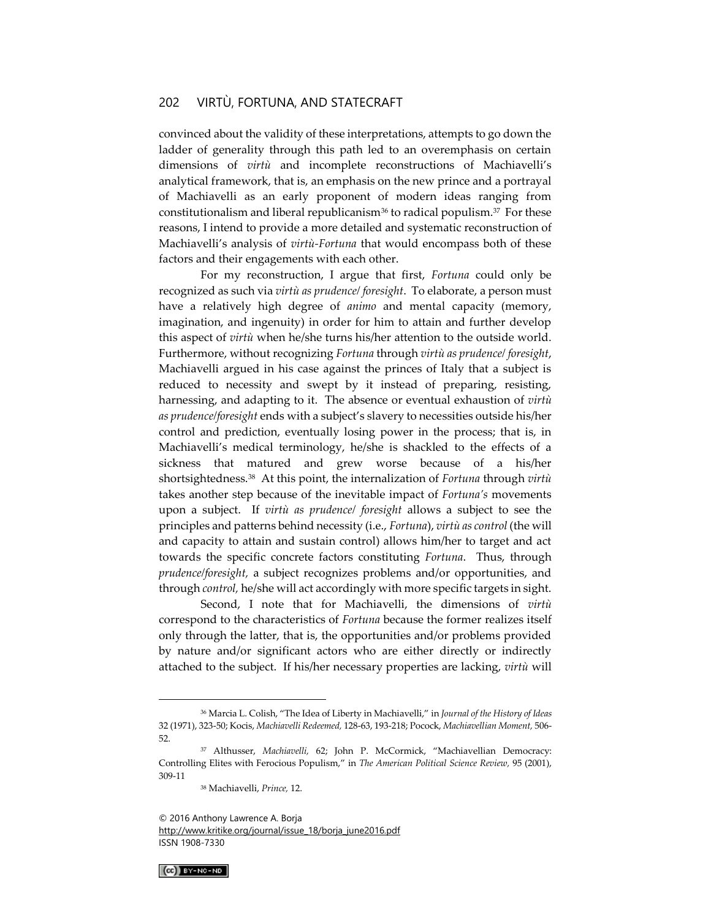convinced about the validity of these interpretations, attempts to go down the ladder of generality through this path led to an overemphasis on certain dimensions of *virtù* and incomplete reconstructions of Machiavelli's analytical framework, that is, an emphasis on the new prince and a portrayal of Machiavelli as an early proponent of modern ideas ranging from constitutionalism and liberal republicanism[36] to radical populism.[37] For these reasons, I intend to provide a more detailed and systematic reconstruction of Machiavelli's analysis of *virtù-Fortuna* that would encompass both of these factors and their engagements with each other.

For my reconstruction, I argue that first, *Fortuna* could only be recognized as such via *virtù as prudence/ foresight*. To elaborate, a person must have a relatively high degree of *animo* and mental capacity (memory, imagination, and ingenuity) in order for him to attain and further develop this aspect of *virtù* when he/she turns his/her attention to the outside world. Furthermore, without recognizing *Fortuna* through *virtù as prudence/ foresight*, Machiavelli argued in his case against the princes of Italy that a subject is reduced to necessity and swept by it instead of preparing, resisting, harnessing, and adapting to it. The absence or eventual exhaustion of *virtù as prudence/foresight* ends with a subject's slavery to necessities outside his/her control and prediction, eventually losing power in the process; that is, in Machiavelli's medical terminology, he/she is shackled to the effects of a sickness that matured and grew worse because of a his/her shortsightedness.[38] At this point, the internalization of *Fortuna* through *virtù* takes another step because of the inevitable impact of *Fortuna's* movements upon a subject. If *virtù as prudence/ foresight* allows a subject to see the principles and patterns behind necessity (i.e., *Fortuna*), *virtù as control* (the will and capacity to attain and sustain control) allows him/her to target and act towards the specific concrete factors constituting *Fortuna*. Thus, through *prudence/foresight,* a subject recognizes problems and/or opportunities, and through *control,* he/she will act accordingly with more specific targets in sight.

Second, I note that for Machiavelli, the dimensions of *virtù* correspond to the characteristics of *Fortuna* because the former realizes itself only through the latter, that is, the opportunities and/or problems provided by nature and/or significant actors who are either directly or indirectly attached to the subject. If his/her necessary properties are lacking, *virtù* will

---

[36] Marcia L. Colish, "The Idea of Liberty in Machiavelli," in *Journal of the History of Ideas* 32 (1971), 323-50; Kocis, *Machiavelli Redeemed,* 128-63, 193-218; Pocock, *Machiavellian Moment,* 506-52.

[37] Althusser, *Machiavelli,* 62; John P. McCormick, "Machiavellian Democracy: Controlling Elites with Ferocious Populism," in *The American Political Science Review,* 95 (2001), 309-11

[38] Machiavelli, *Prince,* 12.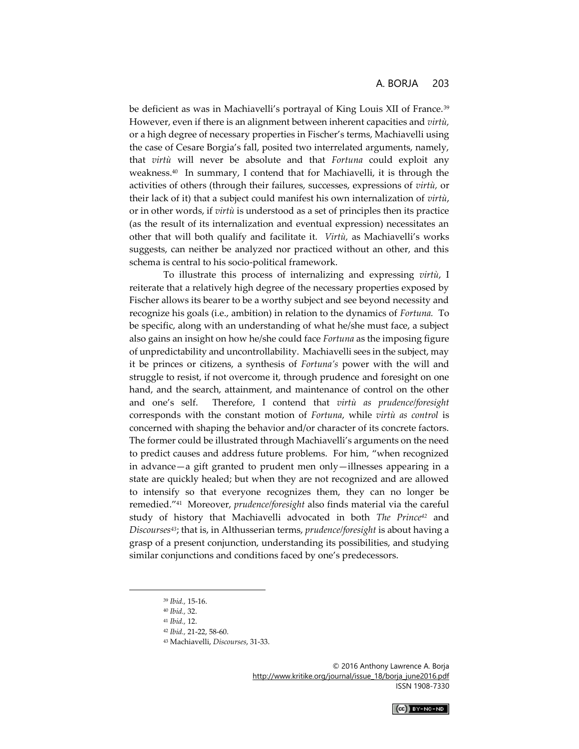be deficient as was in Machiavelli's portrayal of King Louis XII of France.[39] However, even if there is an alignment between inherent capacities and *virtù*, or a high degree of necessary properties in Fischer's terms, Machiavelli using the case of Cesare Borgia's fall, posited two interrelated arguments, namely, that *virtù* will never be absolute and that *Fortuna* could exploit any weakness.[40] In summary, I contend that for Machiavelli, it is through the activities of others (through their failures, successes, expressions of *virtù,* or their lack of it) that a subject could manifest his own internalization of *virtù*, or in other words, if *virtù* is understood as a set of principles then its practice (as the result of its internalization and eventual expression) necessitates an other that will both qualify and facilitate it. *Virtù,* as Machiavelli's works suggests, can neither be analyzed nor practiced without an other, and this schema is central to his socio-political framework.

To illustrate this process of internalizing and expressing *virtù*, I reiterate that a relatively high degree of the necessary properties exposed by Fischer allows its bearer to be a worthy subject and see beyond necessity and recognize his goals (i.e., ambition) in relation to the dynamics of *Fortuna.* To be specific, along with an understanding of what he/she must face, a subject also gains an insight on how he/she could face *Fortuna* as the imposing figure of unpredictability and uncontrollability. Machiavelli sees in the subject, may it be princes or citizens, a synthesis of *Fortuna's* power with the will and struggle to resist, if not overcome it, through prudence and foresight on one hand, and the search, attainment, and maintenance of control on the other and one's self. Therefore, I contend that *virtù as prudence/foresight* corresponds with the constant motion of *Fortuna*, while *virtù as control* is concerned with shaping the behavior and/or character of its concrete factors. The former could be illustrated through Machiavelli's arguments on the need to predict causes and address future problems. For him, "when recognized in advance—a gift granted to prudent men only—illnesses appearing in a state are quickly healed; but when they are not recognized and are allowed to intensify so that everyone recognizes them, they can no longer be remedied."[41] Moreover, *prudence/foresight* also finds material via the careful study of history that Machiavelli advocated in both *The Prince*[42] and *Discourses*[43]; that is, in Althusserian terms, *prudence/foresight* is about having a grasp of a present conjunction, understanding its possibilities, and studying similar conjunctions and conditions faced by one's predecessors.

---

[39] *Ibid.,* 15-16.

[40] *Ibid.,* 32.

[41] *Ibid.,* 12.

[42] *Ibid.,* 21-22, 58-60.

[43] Machiavelli, *Discourses*, 31-33.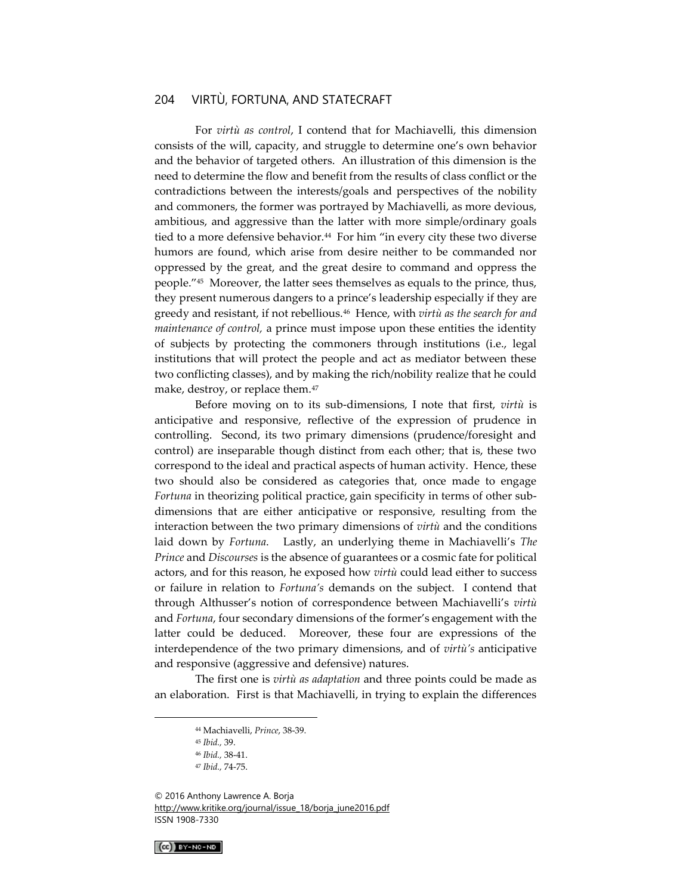For *virtù as control*, I contend that for Machiavelli, this dimension consists of the will, capacity, and struggle to determine one's own behavior and the behavior of targeted others. An illustration of this dimension is the need to determine the flow and benefit from the results of class conflict or the contradictions between the interests/goals and perspectives of the nobility and commoners, the former was portrayed by Machiavelli, as more devious, ambitious, and aggressive than the latter with more simple/ordinary goals tied to a more defensive behavior.[44] For him "in every city these two diverse humors are found, which arise from desire neither to be commanded nor oppressed by the great, and the great desire to command and oppress the people."[45] Moreover, the latter sees themselves as equals to the prince, thus, they present numerous dangers to a prince's leadership especially if they are greedy and resistant, if not rebellious.[46] Hence, with *virtù as the search for and maintenance of control,* a prince must impose upon these entities the identity of subjects by protecting the commoners through institutions (i.e., legal institutions that will protect the people and act as mediator between these two conflicting classes), and by making the rich/nobility realize that he could make, destroy, or replace them.[47]

Before moving on to its sub-dimensions, I note that first, *virtù* is anticipative and responsive, reflective of the expression of prudence in controlling. Second, its two primary dimensions (prudence/foresight and control) are inseparable though distinct from each other; that is, these two correspond to the ideal and practical aspects of human activity. Hence, these two should also be considered as categories that, once made to engage *Fortuna* in theorizing political practice, gain specificity in terms of other sub-dimensions that are either anticipative or responsive, resulting from the interaction between the two primary dimensions of *virtù* and the conditions laid down by *Fortuna*. Lastly, an underlying theme in Machiavelli's *The Prince* and *Discourses* is the absence of guarantees or a cosmic fate for political actors, and for this reason, he exposed how *virtù* could lead either to success or failure in relation to *Fortuna's* demands on the subject. I contend that through Althusser's notion of correspondence between Machiavelli's *virtù* and *Fortuna*, four secondary dimensions of the former's engagement with the latter could be deduced. Moreover, these four are expressions of the interdependence of the two primary dimensions, and of *virtù's* anticipative and responsive (aggressive and defensive) natures.

The first one is *virtù as adaptation* and three points could be made as an elaboration. First is that Machiavelli, in trying to explain the differences

---

[44] Machiavelli, *Prince*, 38-39.

[45] *Ibid.,* 39.

[46] *Ibid.,* 38-41.

[47] *Ibid.,* 74-75.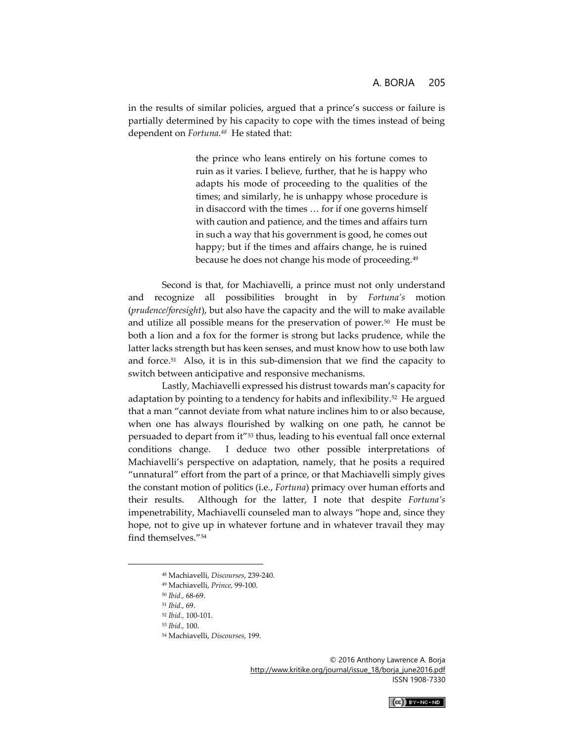in the results of similar policies, argued that a prince's success or failure is partially determined by his capacity to cope with the times instead of being dependent on *Fortuna.*[48] He stated that:

> the prince who leans entirely on his fortune comes to ruin as it varies. I believe, further, that he is happy who adapts his mode of proceeding to the qualities of the times; and similarly, he is unhappy whose procedure is in disaccord with the times … for if one governs himself with caution and patience, and the times and affairs turn in such a way that his government is good, he comes out happy; but if the times and affairs change, he is ruined because he does not change his mode of proceeding.[49]

Second is that, for Machiavelli, a prince must not only understand and recognize all possibilities brought in by *Fortuna's* motion (*prudence/foresight*), but also have the capacity and the will to make available and utilize all possible means for the preservation of power.[50] He must be both a lion and a fox for the former is strong but lacks prudence, while the latter lacks strength but has keen senses, and must know how to use both law and force.[51] Also, it is in this sub-dimension that we find the capacity to switch between anticipative and responsive mechanisms.

Lastly, Machiavelli expressed his distrust towards man's capacity for adaptation by pointing to a tendency for habits and inflexibility.[52] He argued that a man "cannot deviate from what nature inclines him to or also because, when one has always flourished by walking on one path, he cannot be persuaded to depart from it"[53] thus, leading to his eventual fall once external conditions change. I deduce two other possible interpretations of Machiavelli's perspective on adaptation, namely, that he posits a required "unnatural" effort from the part of a prince, or that Machiavelli simply gives the constant motion of politics (i.e., *Fortuna*) primacy over human efforts and their results. Although for the latter, I note that despite *Fortuna's* impenetrability, Machiavelli counseled man to always "hope and, since they hope, not to give up in whatever fortune and in whatever travail they may find themselves."[54]

---

[48] Machiavelli, *Discourses*, 239-240.

[49] Machiavelli, *Prince,* 99-100.

[50] *Ibid.,* 68-69.

[51] *Ibid.,* 69.

[52] *Ibid.,* 100-101.

[53] *Ibid.,* 100.

[54] Machiavelli, *Discourses*, 199.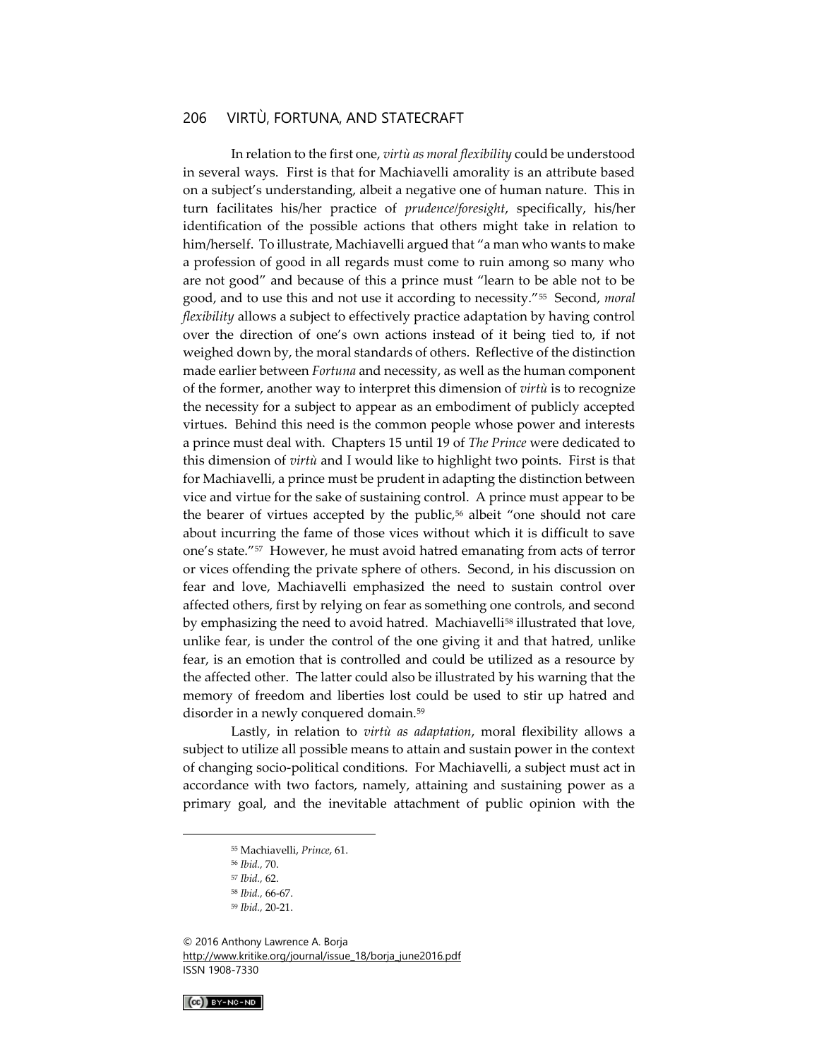In relation to the first one, *virtù as moral flexibility* could be understood in several ways. First is that for Machiavelli amorality is an attribute based on a subject's understanding, albeit a negative one of human nature. This in turn facilitates his/her practice of *prudence/foresight*, specifically, his/her identification of the possible actions that others might take in relation to him/herself. To illustrate, Machiavelli argued that "a man who wants to make a profession of good in all regards must come to ruin among so many who are not good" and because of this a prince must "learn to be able not to be good, and to use this and not use it according to necessity."[55] Second, *moral flexibility* allows a subject to effectively practice adaptation by having control over the direction of one's own actions instead of it being tied to, if not weighed down by, the moral standards of others. Reflective of the distinction made earlier between *Fortuna* and necessity, as well as the human component of the former, another way to interpret this dimension of *virtù* is to recognize the necessity for a subject to appear as an embodiment of publicly accepted virtues. Behind this need is the common people whose power and interests a prince must deal with. Chapters 15 until 19 of *The Prince* were dedicated to this dimension of *virtù* and I would like to highlight two points. First is that for Machiavelli, a prince must be prudent in adapting the distinction between vice and virtue for the sake of sustaining control. A prince must appear to be the bearer of virtues accepted by the public,[56] albeit "one should not care about incurring the fame of those vices without which it is difficult to save one's state."[57] However, he must avoid hatred emanating from acts of terror or vices offending the private sphere of others. Second, in his discussion on fear and love, Machiavelli emphasized the need to sustain control over affected others, first by relying on fear as something one controls, and second by emphasizing the need to avoid hatred. Machiavelli[58] illustrated that love, unlike fear, is under the control of the one giving it and that hatred, unlike fear, is an emotion that is controlled and could be utilized as a resource by the affected other. The latter could also be illustrated by his warning that the memory of freedom and liberties lost could be used to stir up hatred and disorder in a newly conquered domain.[59]

Lastly, in relation to *virtù as adaptation*, moral flexibility allows a subject to utilize all possible means to attain and sustain power in the context of changing socio-political conditions. For Machiavelli, a subject must act in accordance with two factors, namely, attaining and sustaining power as a primary goal, and the inevitable attachment of public opinion with the

---

[55] Machiavelli, *Prince*, 61.

[56] *Ibid.*, 70.

[57] *Ibid.*, 62.

[58] *Ibid.*, 66-67.

[59] *Ibid.*, 20-21.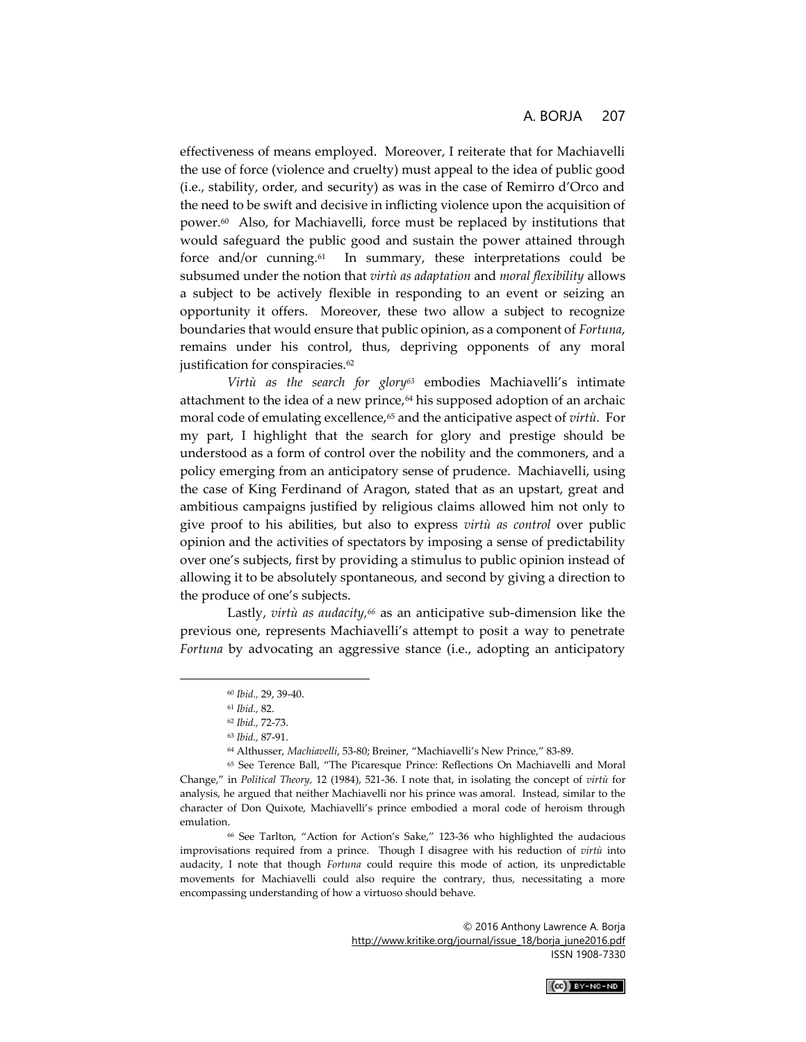effectiveness of means employed. Moreover, I reiterate that for Machiavelli the use of force (violence and cruelty) must appeal to the idea of public good (i.e., stability, order, and security) as was in the case of Remirro d'Orco and the need to be swift and decisive in inflicting violence upon the acquisition of power.[60] Also, for Machiavelli, force must be replaced by institutions that would safeguard the public good and sustain the power attained through force and/or cunning.[61] In summary, these interpretations could be subsumed under the notion that *virtù as adaptation* and *moral flexibility* allows a subject to be actively flexible in responding to an event or seizing an opportunity it offers. Moreover, these two allow a subject to recognize boundaries that would ensure that public opinion, as a component of *Fortuna*, remains under his control, thus, depriving opponents of any moral justification for conspiracies.[62]

*Virtù as the search for glory*[63] embodies Machiavelli's intimate attachment to the idea of a new prince,[64] his supposed adoption of an archaic moral code of emulating excellence,[65] and the anticipative aspect of *virtù*. For my part, I highlight that the search for glory and prestige should be understood as a form of control over the nobility and the commoners, and a policy emerging from an anticipatory sense of prudence. Machiavelli, using the case of King Ferdinand of Aragon, stated that as an upstart, great and ambitious campaigns justified by religious claims allowed him not only to give proof to his abilities, but also to express *virtù as control* over public opinion and the activities of spectators by imposing a sense of predictability over one's subjects, first by providing a stimulus to public opinion instead of allowing it to be absolutely spontaneous, and second by giving a direction to the produce of one's subjects.

Lastly, *virtù as audacity*,[66] as an anticipative sub-dimension like the previous one, represents Machiavelli's attempt to posit a way to penetrate *Fortuna* by advocating an aggressive stance (i.e., adopting an anticipatory

---

[60] *Ibid.*, 29, 39-40.

[61] *Ibid.*, 82.

[62] *Ibid.*, 72-73.

[63] *Ibid.*, 87-91.

[64] Althusser, *Machiavelli*, 53-80; Breiner, "Machiavelli's New Prince," 83-89.

[65] See Terence Ball, "The Picaresque Prince: Reflections On Machiavelli and Moral Change," in *Political Theory*, 12 (1984), 521-36. I note that, in isolating the concept of *virtù* for analysis, he argued that neither Machiavelli nor his prince was amoral. Instead, similar to the character of Don Quixote, Machiavelli's prince embodied a moral code of heroism through emulation.

[66] See Tarlton, "Action for Action's Sake," 123-36 who highlighted the audacious improvisations required from a prince. Though I disagree with his reduction of *virtù* into audacity, I note that though *Fortuna* could require this mode of action, its unpredictable movements for Machiavelli could also require the contrary, thus, necessitating a more encompassing understanding of how a virtuoso should behave.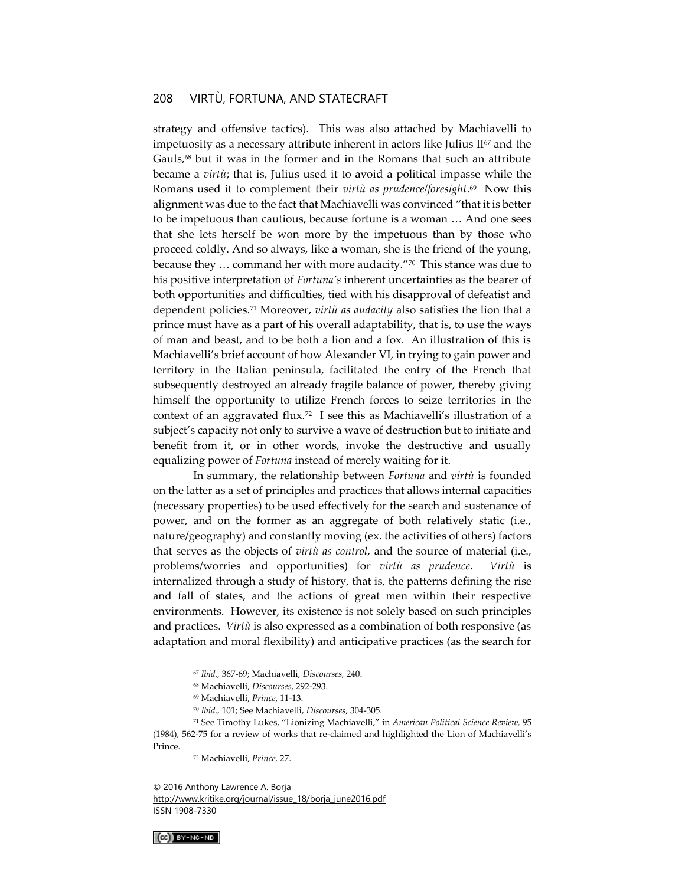strategy and offensive tactics). This was also attached by Machiavelli to impetuosity as a necessary attribute inherent in actors like Julius II[67] and the Gauls,[68] but it was in the former and in the Romans that such an attribute became a *virtù*; that is, Julius used it to avoid a political impasse while the Romans used it to complement their *virtù as prudence/foresight*.[69] Now this alignment was due to the fact that Machiavelli was convinced "that it is better to be impetuous than cautious, because fortune is a woman … And one sees that she lets herself be won more by the impetuous than by those who proceed coldly. And so always, like a woman, she is the friend of the young, because they … command her with more audacity."[70] This stance was due to his positive interpretation of *Fortuna's* inherent uncertainties as the bearer of both opportunities and difficulties, tied with his disapproval of defeatist and dependent policies.[71] Moreover, *virtù as audacity* also satisfies the lion that a prince must have as a part of his overall adaptability, that is, to use the ways of man and beast, and to be both a lion and a fox. An illustration of this is Machiavelli's brief account of how Alexander VI, in trying to gain power and territory in the Italian peninsula, facilitated the entry of the French that subsequently destroyed an already fragile balance of power, thereby giving himself the opportunity to utilize French forces to seize territories in the context of an aggravated flux.[72] I see this as Machiavelli's illustration of a subject's capacity not only to survive a wave of destruction but to initiate and benefit from it, or in other words, invoke the destructive and usually equalizing power of *Fortuna* instead of merely waiting for it.

In summary, the relationship between *Fortuna* and *virtù* is founded on the latter as a set of principles and practices that allows internal capacities (necessary properties) to be used effectively for the search and sustenance of power, and on the former as an aggregate of both relatively static (i.e., nature/geography) and constantly moving (ex. the activities of others) factors that serves as the objects of *virtù as control*, and the source of material (i.e., problems/worries and opportunities) for *virtù as prudence*. *Virtù* is internalized through a study of history, that is, the patterns defining the rise and fall of states, and the actions of great men within their respective environments. However, its existence is not solely based on such principles and practices. *Virtù* is also expressed as a combination of both responsive (as adaptation and moral flexibility) and anticipative practices (as the search for

---

[67] *Ibid.*, 367-69; Machiavelli, *Discourses*, 240.

[68] Machiavelli, *Discourses*, 292-293.

[69] Machiavelli, *Prince*, 11-13.

[70] *Ibid.*, 101; See Machiavelli, *Discourses*, 304-305.

[71] See Timothy Lukes, "Lionizing Machiavelli," in *American Political Science Review*, 95 (1984), 562-75 for a review of works that re-claimed and highlighted the Lion of Machiavelli's Prince.

[72] Machiavelli, *Prince*, 27.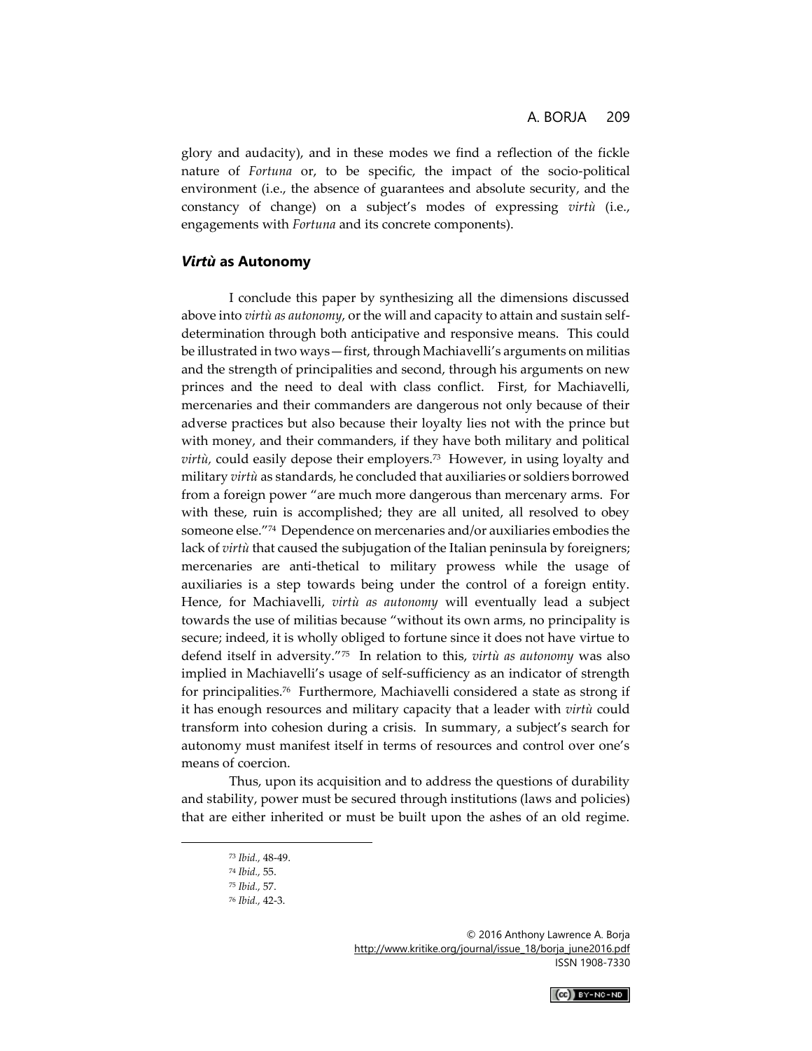glory and audacity), and in these modes we find a reflection of the fickle nature of *Fortuna* or, to be specific, the impact of the socio-political environment (i.e., the absence of guarantees and absolute security, and the constancy of change) on a subject's modes of expressing *virtù* (i.e., engagements with *Fortuna* and its concrete components).

## *Virtù* as Autonomy

I conclude this paper by synthesizing all the dimensions discussed above into *virtù as autonomy*, or the will and capacity to attain and sustain self-determination through both anticipative and responsive means. This could be illustrated in two ways—first, through Machiavelli's arguments on militias and the strength of principalities and second, through his arguments on new princes and the need to deal with class conflict. First, for Machiavelli, mercenaries and their commanders are dangerous not only because of their adverse practices but also because their loyalty lies not with the prince but with money, and their commanders, if they have both military and political *virtù*, could easily depose their employers.[73] However, in using loyalty and military *virtù* as standards, he concluded that auxiliaries or soldiers borrowed from a foreign power "are much more dangerous than mercenary arms. For with these, ruin is accomplished; they are all united, all resolved to obey someone else."[74] Dependence on mercenaries and/or auxiliaries embodies the lack of *virtù* that caused the subjugation of the Italian peninsula by foreigners; mercenaries are anti-thetical to military prowess while the usage of auxiliaries is a step towards being under the control of a foreign entity. Hence, for Machiavelli, *virtù as autonomy* will eventually lead a subject towards the use of militias because "without its own arms, no principality is secure; indeed, it is wholly obliged to fortune since it does not have virtue to defend itself in adversity."[75] In relation to this, *virtù as autonomy* was also implied in Machiavelli's usage of self-sufficiency as an indicator of strength for principalities.[76] Furthermore, Machiavelli considered a state as strong if it has enough resources and military capacity that a leader with *virtù* could transform into cohesion during a crisis. In summary, a subject's search for autonomy must manifest itself in terms of resources and control over one's means of coercion.

Thus, upon its acquisition and to address the questions of durability and stability, power must be secured through institutions (laws and policies) that are either inherited or must be built upon the ashes of an old regime.

---

[73] *Ibid.*, 48-49.

[74] *Ibid.*, 55.

[75] *Ibid.*, 57.

[76] *Ibid.*, 42-3.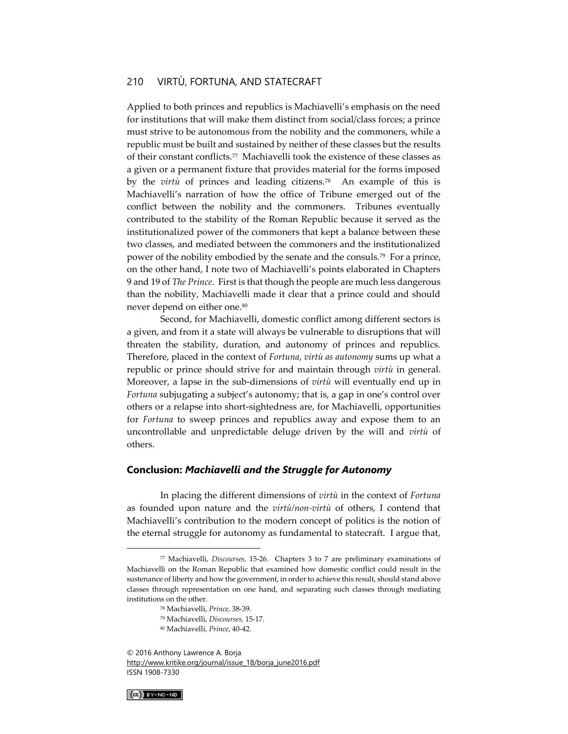Applied to both princes and republics is Machiavelli's emphasis on the need for institutions that will make them distinct from social/class forces; a prince must strive to be autonomous from the nobility and the commoners, while a republic must be built and sustained by neither of these classes but the results of their constant conflicts.[77] Machiavelli took the existence of these classes as a given or a permanent fixture that provides material for the forms imposed by the *virtù* of princes and leading citizens.[78] An example of this is Machiavelli's narration of how the office of Tribune emerged out of the conflict between the nobility and the commoners. Tribunes eventually contributed to the stability of the Roman Republic because it served as the institutionalized power of the commoners that kept a balance between these two classes, and mediated between the commoners and the institutionalized power of the nobility embodied by the senate and the consuls.[79] For a prince, on the other hand, I note two of Machiavelli's points elaborated in Chapters 9 and 19 of *The Prince*. First is that though the people are much less dangerous than the nobility, Machiavelli made it clear that a prince could and should never depend on either one.[80]

Second, for Machiavelli, domestic conflict among different sectors is a given, and from it a state will always be vulnerable to disruptions that will threaten the stability, duration, and autonomy of princes and republics. Therefore, placed in the context of *Fortuna*, *virtù as autonomy* sums up what a republic or prince should strive for and maintain through *virtù* in general. Moreover, a lapse in the sub-dimensions of *virtù* will eventually end up in *Fortuna* subjugating a subject's autonomy; that is, a gap in one's control over others or a relapse into short-sightedness are, for Machiavelli, opportunities for *Fortuna* to sweep princes and republics away and expose them to an uncontrollable and unpredictable deluge driven by the will and *virtù* of others.

## Conclusion: *Machiavelli and the Struggle for Autonomy*

In placing the different dimensions of *virtù* in the context of *Fortuna* as founded upon nature and the *virtù/non-virtù* of others, I contend that Machiavelli's contribution to the modern concept of politics is the notion of the eternal struggle for autonomy as fundamental to statecraft. I argue that,

---

[77] Machiavelli, *Discourses,* 15-26. Chapters 3 to 7 are preliminary examinations of Machiavelli on the Roman Republic that examined how domestic conflict could result in the sustenance of liberty and how the government, in order to achieve this result, should stand above classes through representation on one hand, and separating such classes through mediating institutions on the other.

[78] Machiavelli, *Prince,* 38-39.

[79] Machiavelli, *Discourses,* 15-17.

[80] Machiavelli, *Prince*, 40-42.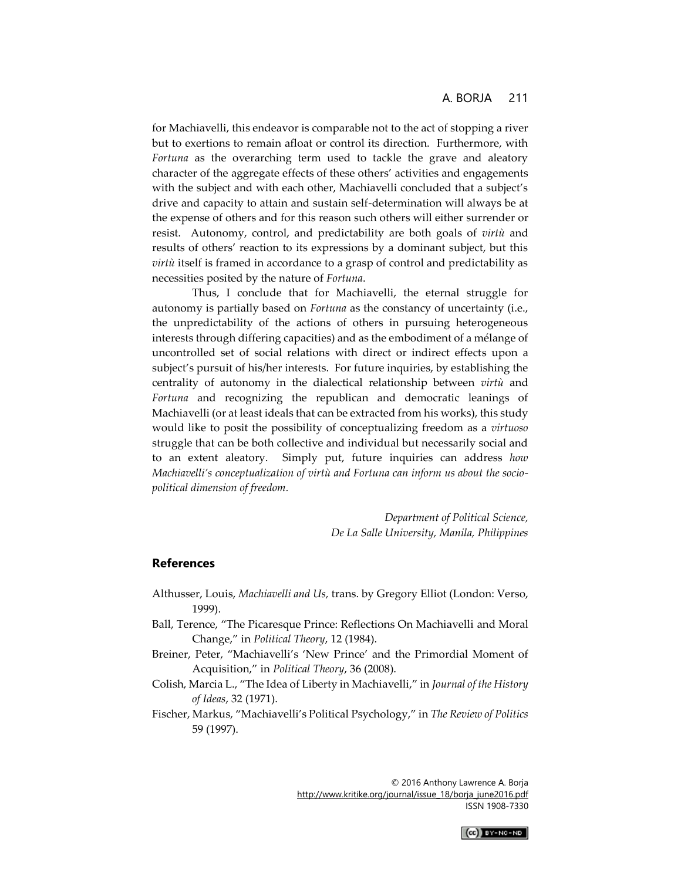for Machiavelli, this endeavor is comparable not to the act of stopping a river but to exertions to remain afloat or control its direction. Furthermore, with *Fortuna* as the overarching term used to tackle the grave and aleatory character of the aggregate effects of these others' activities and engagements with the subject and with each other, Machiavelli concluded that a subject's drive and capacity to attain and sustain self-determination will always be at the expense of others and for this reason such others will either surrender or resist. Autonomy, control, and predictability are both goals of *virtù* and results of others' reaction to its expressions by a dominant subject, but this *virtù* itself is framed in accordance to a grasp of control and predictability as necessities posited by the nature of *Fortuna*.

Thus, I conclude that for Machiavelli, the eternal struggle for autonomy is partially based on *Fortuna* as the constancy of uncertainty (i.e., the unpredictability of the actions of others in pursuing heterogeneous interests through differing capacities) and as the embodiment of a mélange of uncontrolled set of social relations with direct or indirect effects upon a subject's pursuit of his/her interests. For future inquiries, by establishing the centrality of autonomy in the dialectical relationship between *virtù* and *Fortuna* and recognizing the republican and democratic leanings of Machiavelli (or at least ideals that can be extracted from his works), this study would like to posit the possibility of conceptualizing freedom as a *virtuoso* struggle that can be both collective and individual but necessarily social and to an extent aleatory. Simply put, future inquiries can address *how Machiavelli's conceptualization of virtù and Fortuna can inform us about the socio-political dimension of freedom*.

*Department of Political Science,*
*De La Salle University, Manila, Philippines*

## References

Althusser, Louis, *Machiavelli and Us,* trans. by Gregory Elliot (London: Verso, 1999).

Ball, Terence, "The Picaresque Prince: Reflections On Machiavelli and Moral Change," in *Political Theory*, 12 (1984).

Breiner, Peter, "Machiavelli's 'New Prince' and the Primordial Moment of Acquisition," in *Political Theory*, 36 (2008).

Colish, Marcia L., "The Idea of Liberty in Machiavelli," in *Journal of the History of Ideas*, 32 (1971).

Fischer, Markus, "Machiavelli's Political Psychology," in *The Review of Politics* 59 (1997).

© 2016 Anthony Lawrence A. Borja
http://www.kritike.org/journal/issue_18/borja_june2016.pdf
ISSN 1908-7330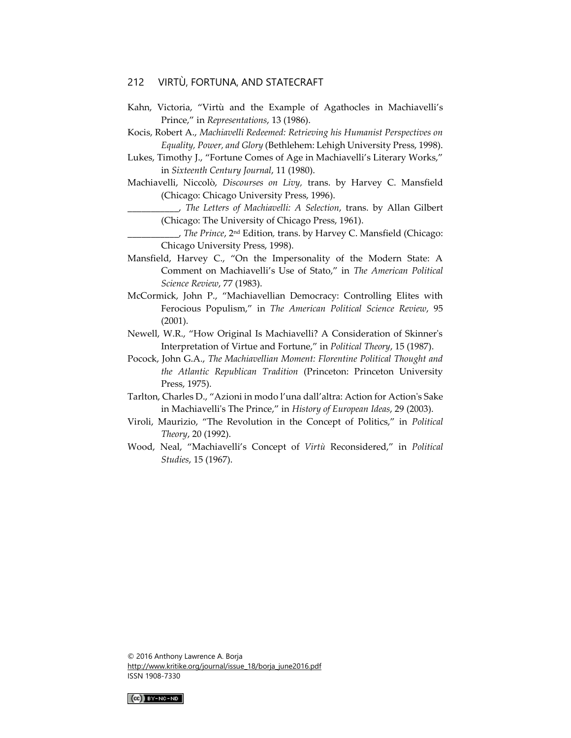Kahn, Victoria, "Virtù and the Example of Agathocles in Machiavelli's Prince," in *Representations*, 13 (1986).

Kocis, Robert A., *Machiavelli Redeemed: Retrieving his Humanist Perspectives on Equality, Power, and Glory* (Bethlehem: Lehigh University Press, 1998).

Lukes, Timothy J., "Fortune Comes of Age in Machiavelli's Literary Works," in *Sixteenth Century Journal*, 11 (1980).

Machiavelli, Niccolò, *Discourses on Livy*, trans. by Harvey C. Mansfield (Chicago: Chicago University Press, 1996).

___________, *The Letters of Machiavelli: A Selection*, trans. by Allan Gilbert (Chicago: The University of Chicago Press, 1961).

___________, *The Prince*, 2nd Edition, trans. by Harvey C. Mansfield (Chicago: Chicago University Press, 1998).

Mansfield, Harvey C., "On the Impersonality of the Modern State: A Comment on Machiavelli's Use of Stato," in *The American Political Science Review*, 77 (1983).

McCormick, John P., "Machiavellian Democracy: Controlling Elites with Ferocious Populism," in *The American Political Science Review*, 95 (2001).

Newell, W.R., "How Original Is Machiavelli? A Consideration of Skinner's Interpretation of Virtue and Fortune," in *Political Theory*, 15 (1987).

Pocock, John G.A., *The Machiavellian Moment: Florentine Political Thought and the Atlantic Republican Tradition* (Princeton: Princeton University Press, 1975).

Tarlton, Charles D., "Azioni in modo l'una dall'altra: Action for Action's Sake in Machiavelli's The Prince," in *History of European Ideas*, 29 (2003).

Viroli, Maurizio, "The Revolution in the Concept of Politics," in *Political Theory*, 20 (1992).

Wood, Neal, "Machiavelli's Concept of *Virtù* Reconsidered," in *Political Studies*, 15 (1967).